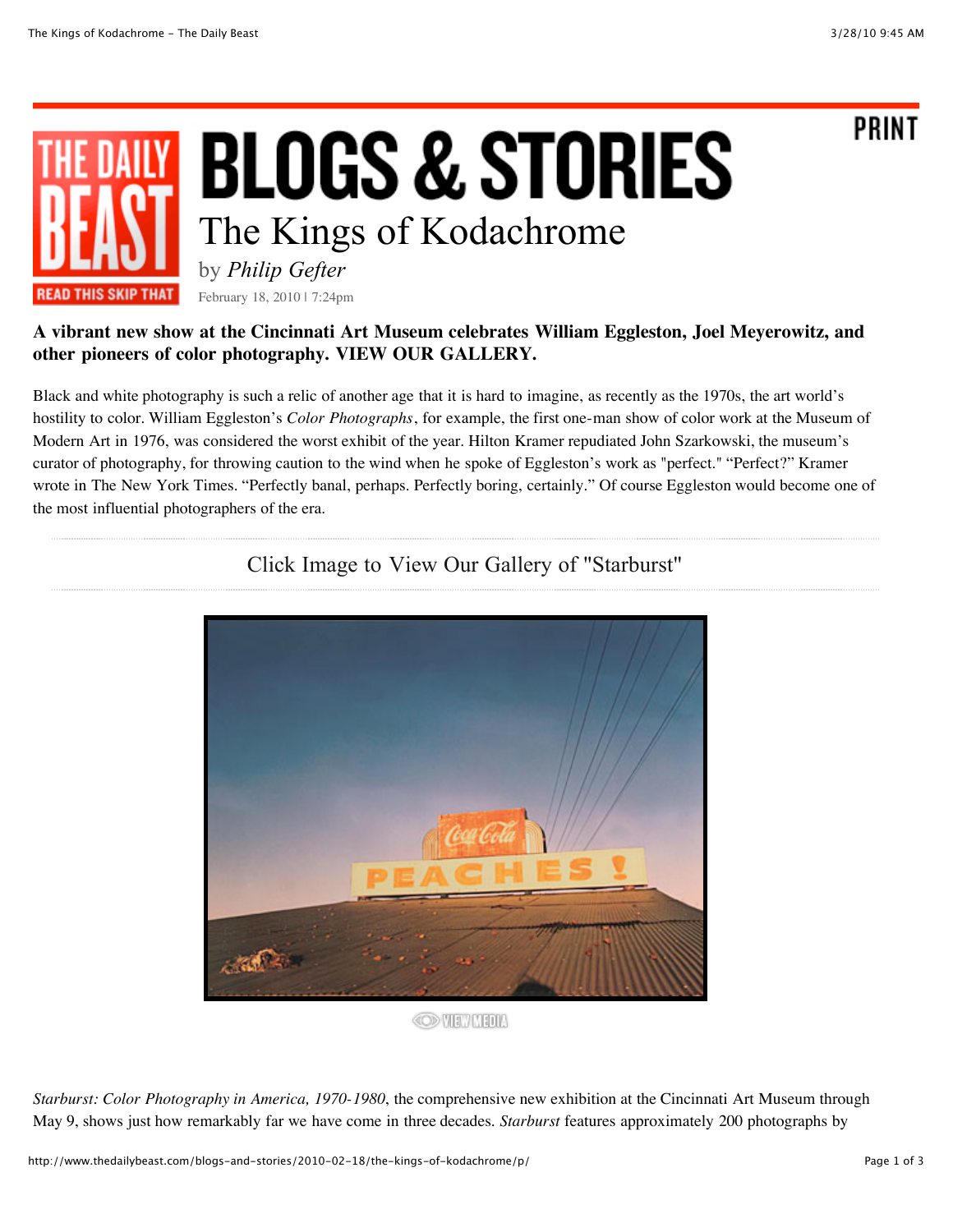# BLOGS & STORIES

## The Kings of Kodachrome

by *Philip Gefter*

February 18, 2010 | 7:24pm

**A vibrant new show at the Cincinnati Art Museum celebrates William Eggleston, Joel Meyerowitz, and other pioneers of color photography. VIEW OUR GALLERY.**

Black and white photography is such a relic of another age that it is hard to imagine, as recently as the 1970s, the art world's hostility to color. William Eggleston's *Color Photographs*, for example, the first one-man show of color work at the Museum of Modern Art in 1976, was considered the worst exhibit of the year. Hilton Kramer repudiated John Szarkowski, the museum's curator of photography, for throwing caution to the wind when he spoke of Eggleston's work as "perfect." "Perfect?" Kramer wrote in The New York Times. "Perfectly banal, perhaps. Perfectly boring, certainly." Of course Eggleston would become one of the most influential photographers of the era.

Click Image to View Our Gallery of "Starburst"

VIEW MEDIA

*Starburst: Color Photography in America, 1970-1980*, the comprehensive new exhibition at the Cincinnati Art Museum through May 9, shows just how remarkably far we have come in three decades. *Starburst* features approximately 200 photographs by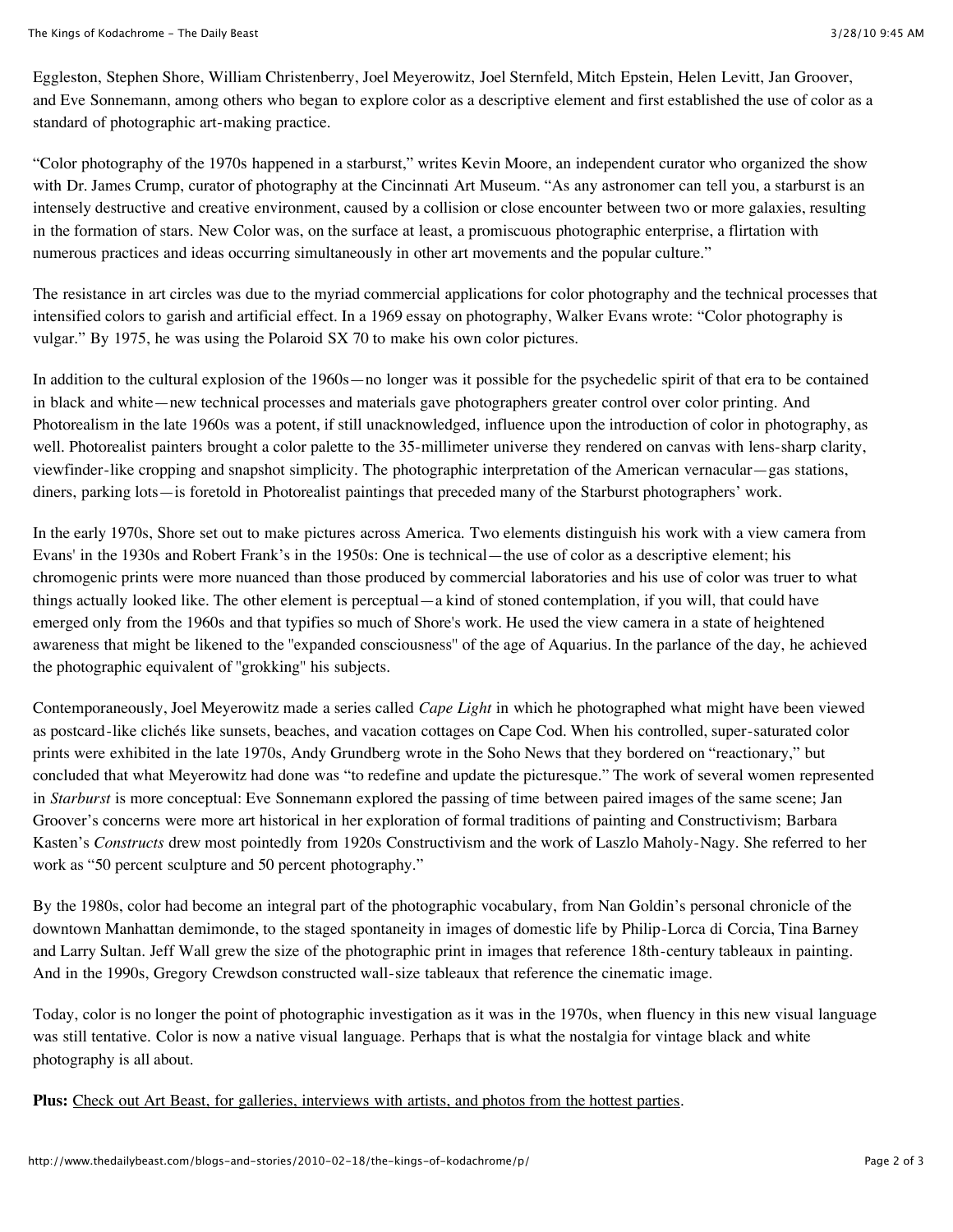Eggleston, Stephen Shore, William Christenberry, Joel Meyerowitz, Joel Sternfeld, Mitch Epstein, Helen Levitt, Jan Groover, and Eve Sonnemann, among others who began to explore color as a descriptive element and first established the use of color as a standard of photographic art-making practice.

"Color photography of the 1970s happened in a starburst," writes Kevin Moore, an independent curator who organized the show with Dr. James Crump, curator of photography at the Cincinnati Art Museum. "As any astronomer can tell you, a starburst is an intensely destructive and creative environment, caused by a collision or close encounter between two or more galaxies, resulting in the formation of stars. New Color was, on the surface at least, a promiscuous photographic enterprise, a flirtation with numerous practices and ideas occurring simultaneously in other art movements and the popular culture."

The resistance in art circles was due to the myriad commercial applications for color photography and the technical processes that intensified colors to garish and artificial effect. In a 1969 essay on photography, Walker Evans wrote: "Color photography is vulgar." By 1975, he was using the Polaroid SX 70 to make his own color pictures.

In addition to the cultural explosion of the 1960s—no longer was it possible for the psychedelic spirit of that era to be contained in black and white—new technical processes and materials gave photographers greater control over color printing. And Photorealism in the late 1960s was a potent, if still unacknowledged, influence upon the introduction of color in photography, as well. Photorealist painters brought a color palette to the 35-millimeter universe they rendered on canvas with lens-sharp clarity, viewfinder-like cropping and snapshot simplicity. The photographic interpretation of the American vernacular—gas stations, diners, parking lots—is foretold in Photorealist paintings that preceded many of the Starburst photographers' work.

In the early 1970s, Shore set out to make pictures across America. Two elements distinguish his work with a view camera from Evans' in the 1930s and Robert Frank's in the 1950s: One is technical—the use of color as a descriptive element; his chromogenic prints were more nuanced than those produced by commercial laboratories and his use of color was truer to what things actually looked like. The other element is perceptual—a kind of stoned contemplation, if you will, that could have emerged only from the 1960s and that typifies so much of Shore's work. He used the view camera in a state of heightened awareness that might be likened to the "expanded consciousness" of the age of Aquarius. In the parlance of the day, he achieved the photographic equivalent of "grokking" his subjects.

Contemporaneously, Joel Meyerowitz made a series called *Cape Light* in which he photographed what might have been viewed as postcard-like clichés like sunsets, beaches, and vacation cottages on Cape Cod. When his controlled, super-saturated color prints were exhibited in the late 1970s, Andy Grundberg wrote in the Soho News that they bordered on "reactionary," but concluded that what Meyerowitz had done was "to redefine and update the picturesque." The work of several women represented in *Starburst* is more conceptual: Eve Sonnemann explored the passing of time between paired images of the same scene; Jan Groover's concerns were more art historical in her exploration of formal traditions of painting and Constructivism; Barbara Kasten's *Constructs* drew most pointedly from 1920s Constructivism and the work of Laszlo Maholy-Nagy. She referred to her work as "50 percent sculpture and 50 percent photography."

By the 1980s, color had become an integral part of the photographic vocabulary, from Nan Goldin's personal chronicle of the downtown Manhattan demimonde, to the staged spontaneity in images of domestic life by Philip-Lorca di Corcia, Tina Barney and Larry Sultan. Jeff Wall grew the size of the photographic print in images that reference 18th-century tableaux in painting. And in the 1990s, Gregory Crewdson constructed wall-size tableaux that reference the cinematic image.

Today, color is no longer the point of photographic investigation as it was in the 1970s, when fluency in this new visual language was still tentative. Color is now a native visual language. Perhaps that is what the nostalgia for vintage black and white photography is all about.

**Plus:** Check out Art Beast, for galleries, interviews with artists, and photos from the hottest parties.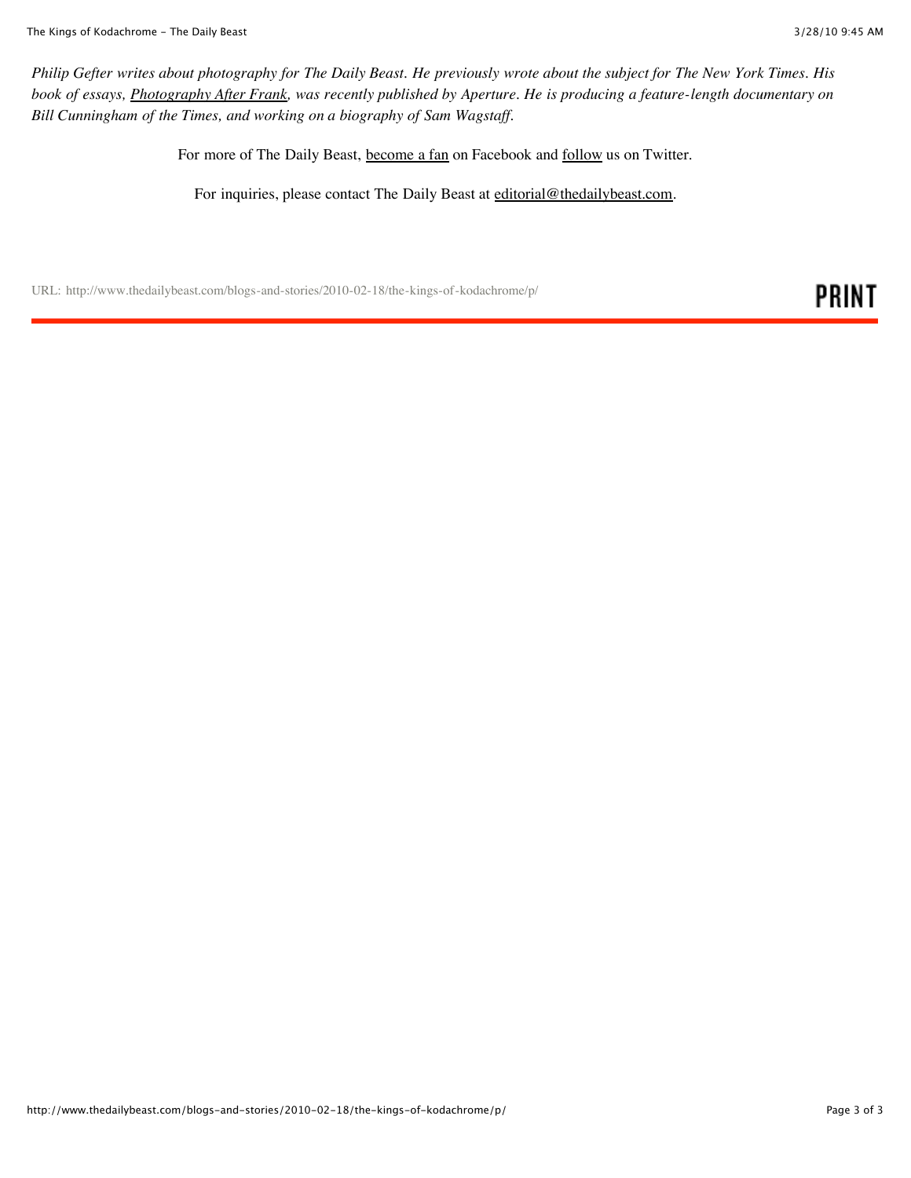*Philip Gefter writes about photography for The Daily Beast. He previously wrote about the subject for The New York Times. His book of essays, Photography After Frank, was recently published by Aperture. He is producing a feature-length documentary on Bill Cunningham of the Times, and working on a biography of Sam Wagstaff.*

For more of The Daily Beast, become a fan on Facebook and follow us on Twitter.

For inquiries, please contact The Daily Beast at editorial@thedailybeast.com.

URL: http://www.thedailybeast.com/blogs-and-stories/2010-02-18/the-kings-of-kodachrome/p/

PRINT